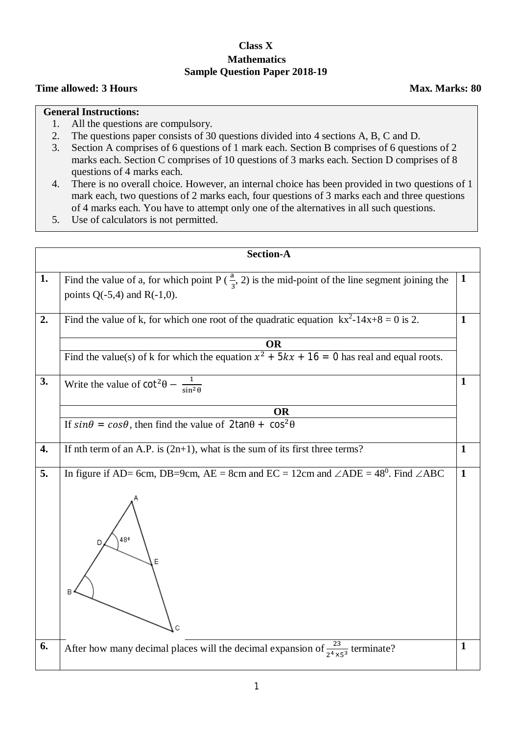**Class X**
**Mathematics**
**Sample Question Paper 2018-19**

**Time allowed: 3 Hours** **Max. Marks: 80**

**General Instructions:**

1. All the questions are compulsory.
2. The questions paper consists of 30 questions divided into 4 sections A, B, C and D.
3. Section A comprises of 6 questions of 1 mark each. Section B comprises of 6 questions of 2 marks each. Section C comprises of 10 questions of 3 marks each. Section D comprises of 8 questions of 4 marks each.
4. There is no overall choice. However, an internal choice has been provided in two questions of 1 mark each, two questions of 2 marks each, four questions of 3 marks each and three questions of 4 marks each. You have to attempt only one of the alternatives in all such questions.
5. Use of calculators is not permitted.

| | **Section-A** | |
|---|---|---|
| **1.** | Find the value of a, for which point P ($\frac{a}{3}$, 2) is the mid-point of the line segment joining the points Q(-5,4) and R(-1,0). | **1** |
| **2.** | Find the value of k, for which one root of the quadratic equation $kx^2-14x+8 = 0$ is 2. **OR** Find the value(s) of k for which the equation $x^2 + 5kx + 16 = 0$ has real and equal roots. | **1** |
| **3.** | Write the value of $\cot^2\theta - \frac{1}{\sin^2\theta}$ **OR** If $sin\theta = cos\theta$, then find the value of $2\tan\theta + \cos^2\theta$ | **1** |
| **4.** | If nth term of an A.P. is (2n+1), what is the sum of its first three terms? | **1** |
| **5.** | In figure if AD= 6cm, DB=9cm, AE = 8cm and EC = 12cm and $\angle ADE = 48^0$. Find $\angle ABC$ | **1** |
| **6.** | After how many decimal places will the decimal expansion of $\frac{23}{2^4 \times 5^3}$ terminate? | **1** |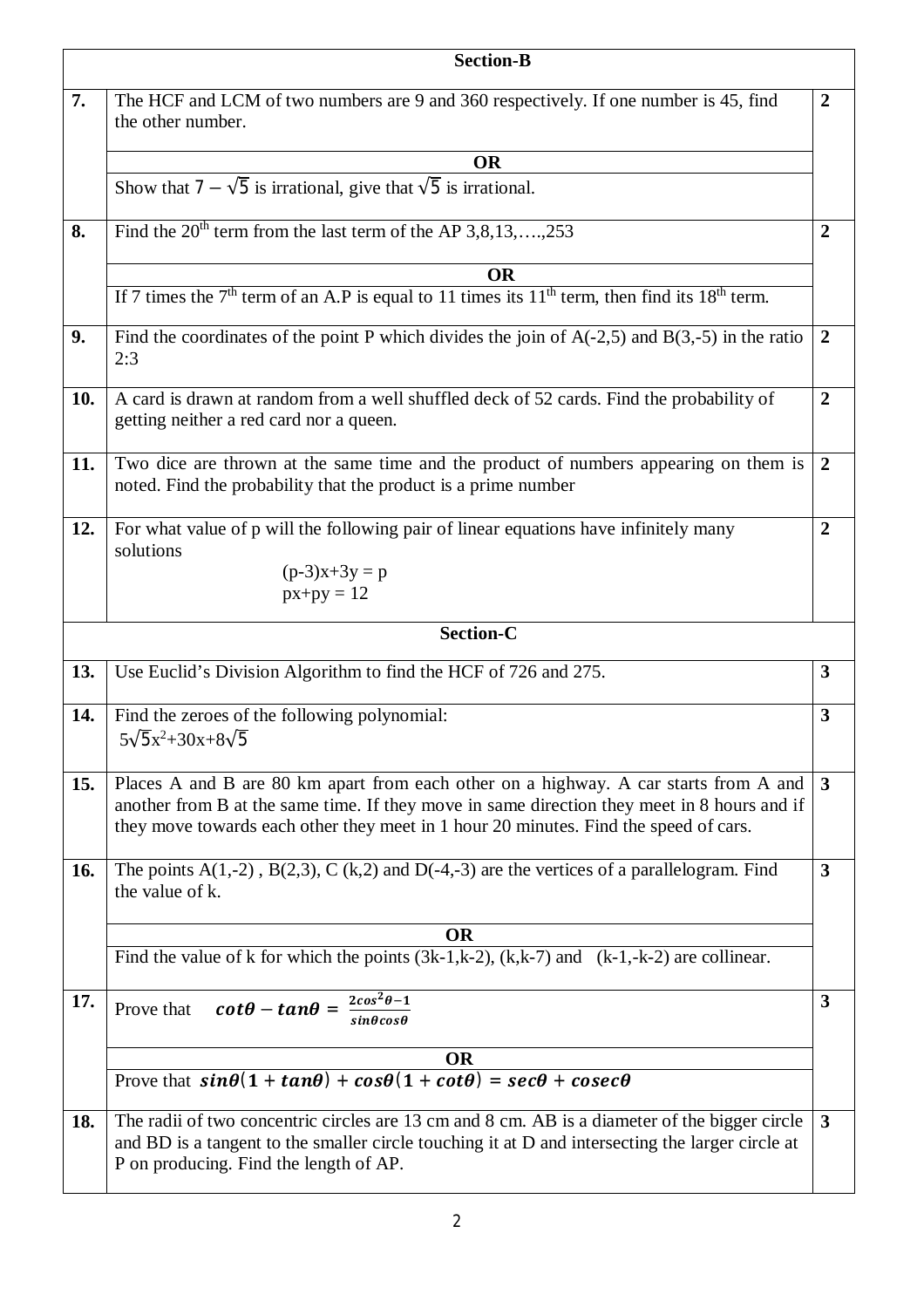## Section-B

| | | |
|---|---|---|
| **7.** | The HCF and LCM of two numbers are 9 and 360 respectively. If one number is 45, find the other number.<br>**OR**<br>Show that $7-\sqrt{5}$ is irrational, give that $\sqrt{5}$ is irrational. | **2** |
| **8.** | Find the $20^{th}$ term from the last term of the AP 3,8,13,….,253<br>**OR**<br>If 7 times the $7^{th}$ term of an A.P is equal to 11 times its $11^{th}$ term, then find its $18^{th}$ term. | **2** |
| **9.** | Find the coordinates of the point P which divides the join of A(-2,5) and B(3,-5) in the ratio 2:3 | **2** |
| **10.** | A card is drawn at random from a well shuffled deck of 52 cards. Find the probability of getting neither a red card nor a queen. | **2** |
| **11.** | Two dice are thrown at the same time and the product of numbers appearing on them is noted. Find the probability that the product is a prime number | **2** |
| **12.** | For what value of p will the following pair of linear equations have infinitely many solutions<br>$(p-3)x+3y = p$<br>$px+py = 12$ | **2** |

## Section-C

| | | |
|---|---|---|
| **13.** | Use Euclid's Division Algorithm to find the HCF of 726 and 275. | **3** |
| **14.** | Find the zeroes of the following polynomial:<br>$5\sqrt{5}x^2+30x+8\sqrt{5}$ | **3** |
| **15.** | Places A and B are 80 km apart from each other on a highway. A car starts from A and another from B at the same time. If they move in same direction they meet in 8 hours and if they move towards each other they meet in 1 hour 20 minutes. Find the speed of cars. | **3** |
| **16.** | The points A(1,-2) , B(2,3), C (k,2) and D(-4,-3) are the vertices of a parallelogram. Find the value of k.<br>**OR**<br>Find the value of k for which the points (3k-1,k-2), (k,k-7) and (k-1,-k-2) are collinear. | **3** |
| **17.** | Prove that $\cot\theta - \tan\theta = \frac{2\cos^2\theta - 1}{\sin\theta\cos\theta}$<br>**OR**<br>Prove that $\sin\theta(1+\tan\theta) + \cos\theta(1+\cot\theta) = \sec\theta + \operatorname{cosec}\theta$ | **3** |
| **18.** | The radii of two concentric circles are 13 cm and 8 cm. AB is a diameter of the bigger circle and BD is a tangent to the smaller circle touching it at D and intersecting the larger circle at P on producing. Find the length of AP. | **3** |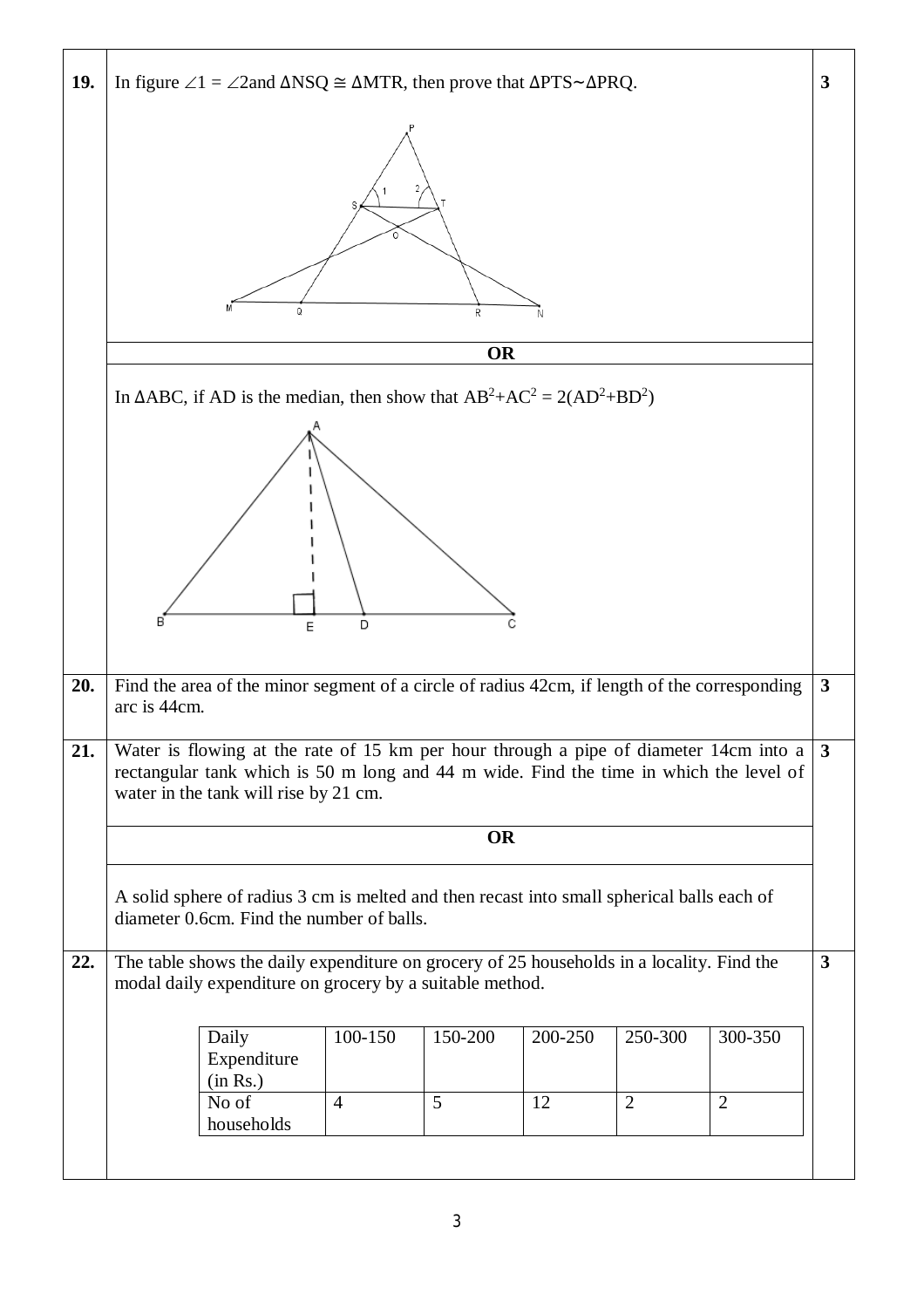**19.** In figure $\angle 1 = \angle 2$ and $\Delta NSQ \cong \Delta MTR$, then prove that $\Delta PTS \sim \Delta PRQ$. **3**

**OR**

In $\Delta ABC$, if AD is the median, then show that $AB^2+AC^2 = 2(AD^2+BD^2)$

**20.** Find the area of the minor segment of a circle of radius 42cm, if length of the corresponding arc is 44cm. **3**

**21.** Water is flowing at the rate of 15 km per hour through a pipe of diameter 14cm into a rectangular tank which is 50 m long and 44 m wide. Find the time in which the level of water in the tank will rise by 21 cm. **3**

**OR**

A solid sphere of radius 3 cm is melted and then recast into small spherical balls each of diameter 0.6cm. Find the number of balls.

**22.** The table shows the daily expenditure on grocery of 25 households in a locality. Find the modal daily expenditure on grocery by a suitable method. **3**

| Daily Expenditure (in Rs.) | 100-150 | 150-200 | 200-250 | 250-300 | 300-350 |
|---|---|---|---|---|---|
| No of households | 4 | 5 | 12 | 2 | 2 |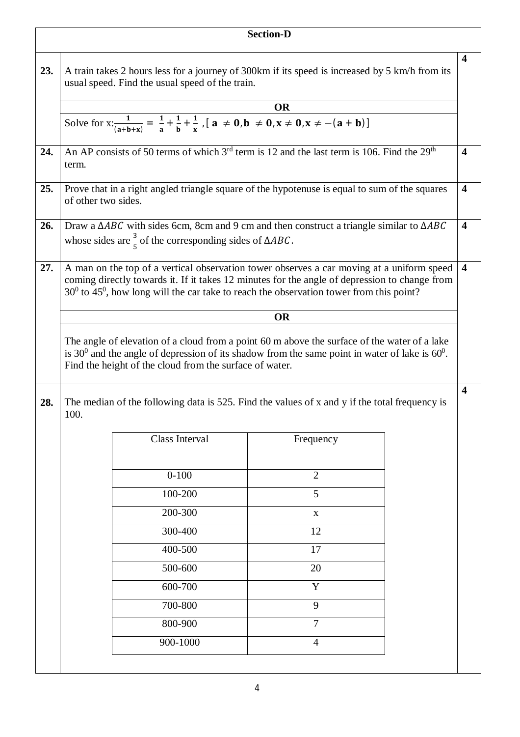## Section-D

**23.** A train takes 2 hours less for a journey of 300km if its speed is increased by 5 km/h from its usual speed. Find the usual speed of the train. **4**

**OR**

Solve for x: $\frac{1}{(a+b+x)} = \frac{1}{a} + \frac{1}{b} + \frac{1}{x}$ , $[\, a \neq 0, b \neq 0, x \neq 0, x \neq -(a+b)]$

**24.** An AP consists of 50 terms of which 3rd term is 12 and the last term is 106. Find the 29th term. **4**

**25.** Prove that in a right angled triangle square of the hypotenuse is equal to sum of the squares of other two sides. **4**

**26.** Draw a $\Delta ABC$ with sides 6cm, 8cm and 9 cm and then construct a triangle similar to $\Delta ABC$ whose sides are $\frac{3}{5}$ of the corresponding sides of $\Delta ABC$. **4**

**27.** A man on the top of a vertical observation tower observes a car moving at a uniform speed coming directly towards it. If it takes 12 minutes for the angle of depression to change from $30^0$ to $45^0$, how long will the car take to reach the observation tower from this point? **4**

**OR**

The angle of elevation of a cloud from a point 60 m above the surface of the water of a lake is $30^0$ and the angle of depression of its shadow from the same point in water of lake is $60^0$. Find the height of the cloud from the surface of water.

**28.** The median of the following data is 525. Find the values of x and y if the total frequency is 100. **4**

| Class Interval | Frequency |
|---|---|
| 0-100 | 2 |
| 100-200 | 5 |
| 200-300 | x |
| 300-400 | 12 |
| 400-500 | 17 |
| 500-600 | 20 |
| 600-700 | Y |
| 700-800 | 9 |
| 800-900 | 7 |
| 900-1000 | 4 |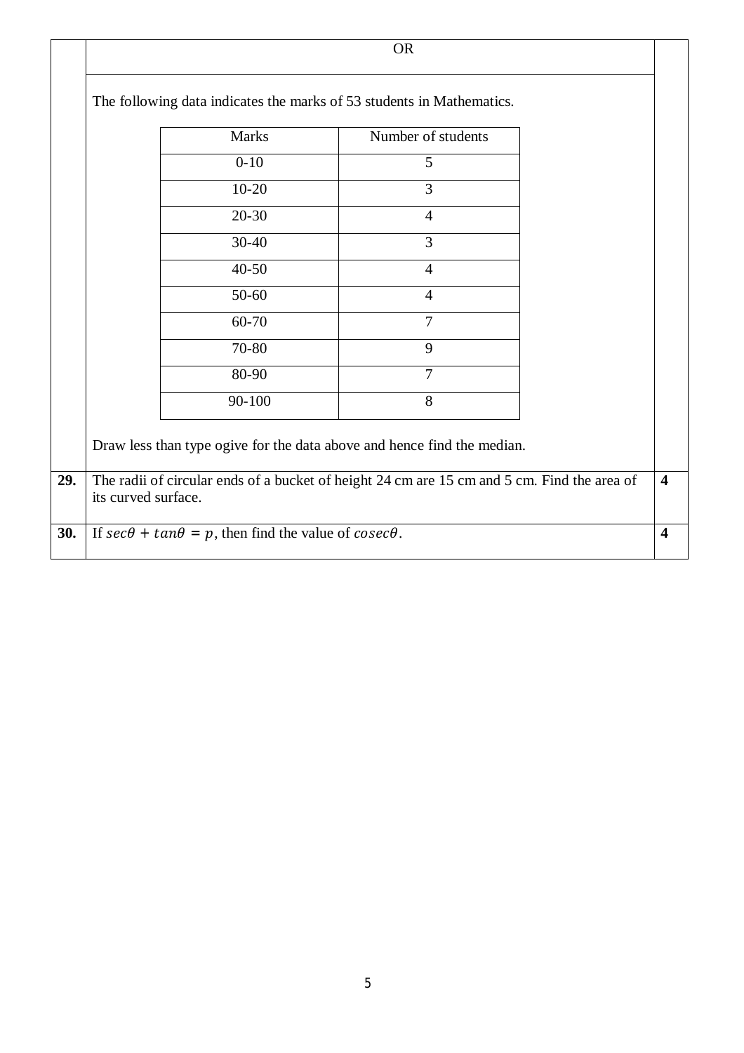OR

The following data indicates the marks of 53 students in Mathematics.

| Marks | Number of students |
|---|---|
| 0-10 | 5 |
| 10-20 | 3 |
| 20-30 | 4 |
| 30-40 | 3 |
| 40-50 | 4 |
| 50-60 | 4 |
| 60-70 | 7 |
| 70-80 | 9 |
| 80-90 | 7 |
| 90-100 | 8 |

Draw less than type ogive for the data above and hence find the median.

**29.** The radii of circular ends of a bucket of height 24 cm are 15 cm and 5 cm. Find the area of its curved surface. **4**

**30.** If $sec\theta + tan\theta = p$, then find the value of $cosec\theta$. **4**